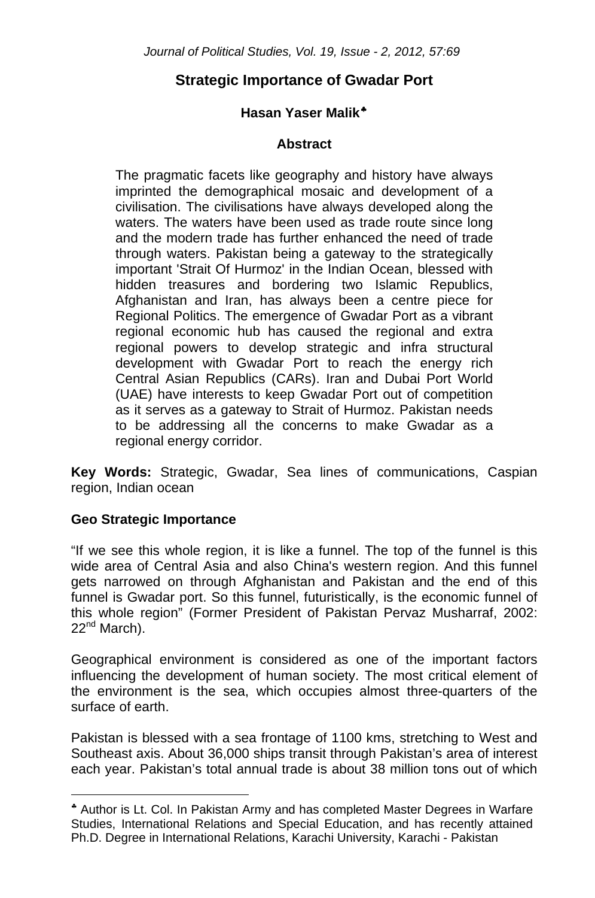# Strategic Importance of Gwadar Port

**Hasan Yaser Malik**[*]

## Abstract

The pragmatic facets like geography and history have always imprinted the demographical mosaic and development of a civilisation. The civilisations have always developed along the waters. The waters have been used as trade route since long and the modern trade has further enhanced the need of trade through waters. Pakistan being a gateway to the strategically important 'Strait Of Hurmoz' in the Indian Ocean, blessed with hidden treasures and bordering two Islamic Republics, Afghanistan and Iran, has always been a centre piece for Regional Politics. The emergence of Gwadar Port as a vibrant regional economic hub has caused the regional and extra regional powers to develop strategic and infra structural development with Gwadar Port to reach the energy rich Central Asian Republics (CARs). Iran and Dubai Port World (UAE) have interests to keep Gwadar Port out of competition as it serves as a gateway to Strait of Hurmoz. Pakistan needs to be addressing all the concerns to make Gwadar as a regional energy corridor.

**Key Words:** Strategic, Gwadar, Sea lines of communications, Caspian region, Indian ocean

### Geo Strategic Importance

"If we see this whole region, it is like a funnel. The top of the funnel is this wide area of Central Asia and also China's western region. And this funnel gets narrowed on through Afghanistan and Pakistan and the end of this funnel is Gwadar port. So this funnel, futuristically, is the economic funnel of this whole region" (Former President of Pakistan Pervaz Musharraf, 2002: 22nd March).

Geographical environment is considered as one of the important factors influencing the development of human society. The most critical element of the environment is the sea, which occupies almost three-quarters of the surface of earth.

Pakistan is blessed with a sea frontage of 1100 kms, stretching to West and Southeast axis. About 36,000 ships transit through Pakistan's area of interest each year. Pakistan's total annual trade is about 38 million tons out of which

[*] Author is Lt. Col. In Pakistan Army and has completed Master Degrees in Warfare Studies, International Relations and Special Education, and has recently attained Ph.D. Degree in International Relations, Karachi University, Karachi - Pakistan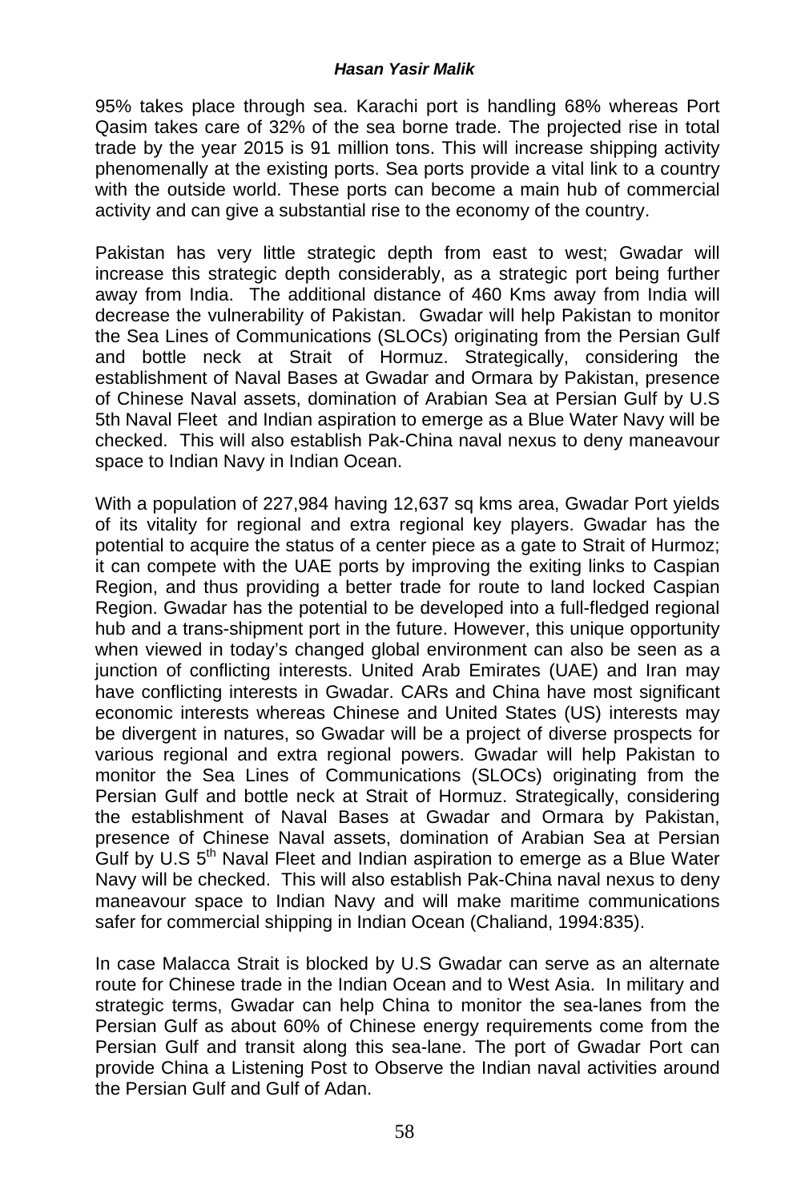95% takes place through sea. Karachi port is handling 68% whereas Port Qasim takes care of 32% of the sea borne trade. The projected rise in total trade by the year 2015 is 91 million tons. This will increase shipping activity phenomenally at the existing ports. Sea ports provide a vital link to a country with the outside world. These ports can become a main hub of commercial activity and can give a substantial rise to the economy of the country.

Pakistan has very little strategic depth from east to west; Gwadar will increase this strategic depth considerably, as a strategic port being further away from India. The additional distance of 460 Kms away from India will decrease the vulnerability of Pakistan. Gwadar will help Pakistan to monitor the Sea Lines of Communications (SLOCs) originating from the Persian Gulf and bottle neck at Strait of Hormuz. Strategically, considering the establishment of Naval Bases at Gwadar and Ormara by Pakistan, presence of Chinese Naval assets, domination of Arabian Sea at Persian Gulf by U.S 5th Naval Fleet and Indian aspiration to emerge as a Blue Water Navy will be checked. This will also establish Pak-China naval nexus to deny maneavour space to Indian Navy in Indian Ocean.

With a population of 227,984 having 12,637 sq kms area, Gwadar Port yields of its vitality for regional and extra regional key players. Gwadar has the potential to acquire the status of a center piece as a gate to Strait of Hurmoz; it can compete with the UAE ports by improving the exiting links to Caspian Region, and thus providing a better trade for route to land locked Caspian Region. Gwadar has the potential to be developed into a full-fledged regional hub and a trans-shipment port in the future. However, this unique opportunity when viewed in today's changed global environment can also be seen as a junction of conflicting interests. United Arab Emirates (UAE) and Iran may have conflicting interests in Gwadar. CARs and China have most significant economic interests whereas Chinese and United States (US) interests may be divergent in natures, so Gwadar will be a project of diverse prospects for various regional and extra regional powers. Gwadar will help Pakistan to monitor the Sea Lines of Communications (SLOCs) originating from the Persian Gulf and bottle neck at Strait of Hormuz. Strategically, considering the establishment of Naval Bases at Gwadar and Ormara by Pakistan, presence of Chinese Naval assets, domination of Arabian Sea at Persian Gulf by U.S 5th Naval Fleet and Indian aspiration to emerge as a Blue Water Navy will be checked. This will also establish Pak-China naval nexus to deny maneavour space to Indian Navy and will make maritime communications safer for commercial shipping in Indian Ocean (Chaliand, 1994:835).

In case Malacca Strait is blocked by U.S Gwadar can serve as an alternate route for Chinese trade in the Indian Ocean and to West Asia. In military and strategic terms, Gwadar can help China to monitor the sea-lanes from the Persian Gulf as about 60% of Chinese energy requirements come from the Persian Gulf and transit along this sea-lane. The port of Gwadar Port can provide China a Listening Post to Observe the Indian naval activities around the Persian Gulf and Gulf of Adan.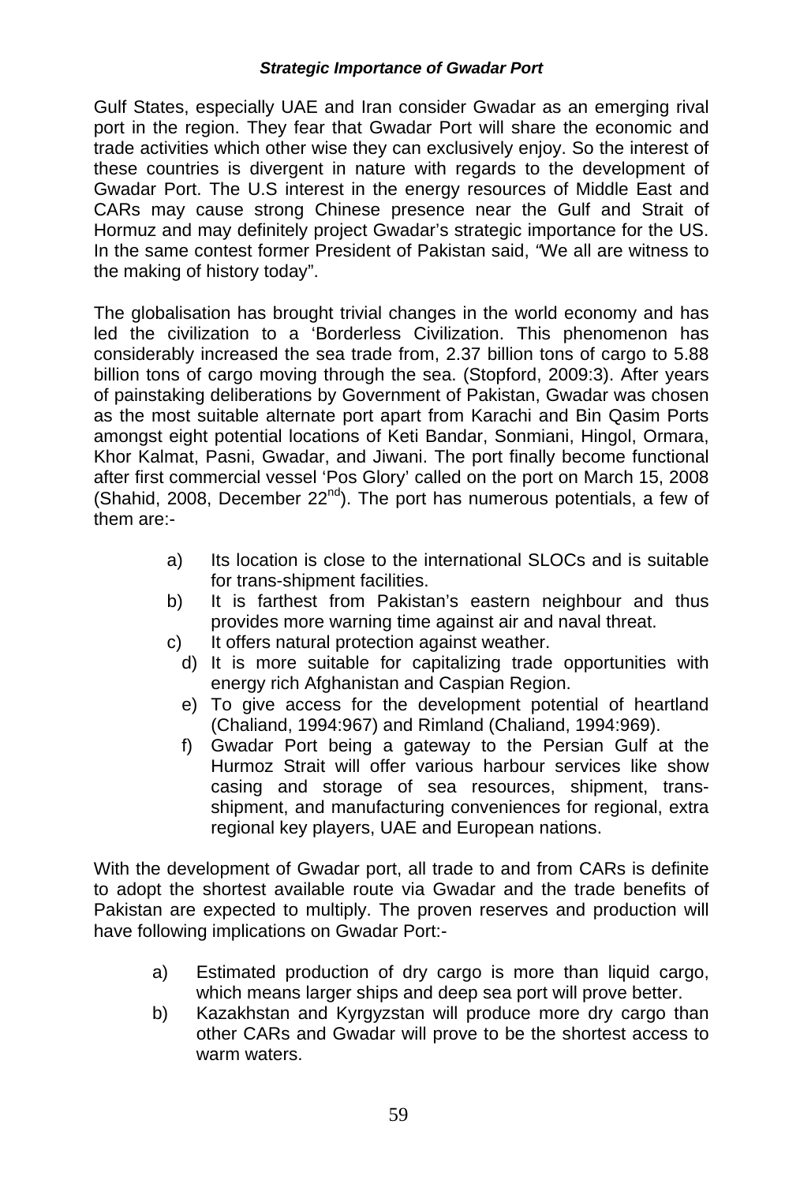Gulf States, especially UAE and Iran consider Gwadar as an emerging rival port in the region. They fear that Gwadar Port will share the economic and trade activities which other wise they can exclusively enjoy. So the interest of these countries is divergent in nature with regards to the development of Gwadar Port. The U.S interest in the energy resources of Middle East and CARs may cause strong Chinese presence near the Gulf and Strait of Hormuz and may definitely project Gwadar's strategic importance for the US. In the same contest former President of Pakistan said, "We all are witness to the making of history today".

The globalisation has brought trivial changes in the world economy and has led the civilization to a 'Borderless Civilization. This phenomenon has considerably increased the sea trade from, 2.37 billion tons of cargo to 5.88 billion tons of cargo moving through the sea. (Stopford, 2009:3). After years of painstaking deliberations by Government of Pakistan, Gwadar was chosen as the most suitable alternate port apart from Karachi and Bin Qasim Ports amongst eight potential locations of Keti Bandar, Sonmiani, Hingol, Ormara, Khor Kalmat, Pasni, Gwadar, and Jiwani. The port finally become functional after first commercial vessel 'Pos Glory' called on the port on March 15, 2008 (Shahid, 2008, December 22nd). The port has numerous potentials, a few of them are:-

a) Its location is close to the international SLOCs and is suitable for trans-shipment facilities.
b) It is farthest from Pakistan's eastern neighbour and thus provides more warning time against air and naval threat.
c) It offers natural protection against weather.
d) It is more suitable for capitalizing trade opportunities with energy rich Afghanistan and Caspian Region.
e) To give access for the development potential of heartland (Chaliand, 1994:967) and Rimland (Chaliand, 1994:969).
f) Gwadar Port being a gateway to the Persian Gulf at the Hurmoz Strait will offer various harbour services like show casing and storage of sea resources, shipment, trans-shipment, and manufacturing conveniences for regional, extra regional key players, UAE and European nations.

With the development of Gwadar port, all trade to and from CARs is definite to adopt the shortest available route via Gwadar and the trade benefits of Pakistan are expected to multiply. The proven reserves and production will have following implications on Gwadar Port:-

a) Estimated production of dry cargo is more than liquid cargo, which means larger ships and deep sea port will prove better.
b) Kazakhstan and Kyrgyzstan will produce more dry cargo than other CARs and Gwadar will prove to be the shortest access to warm waters.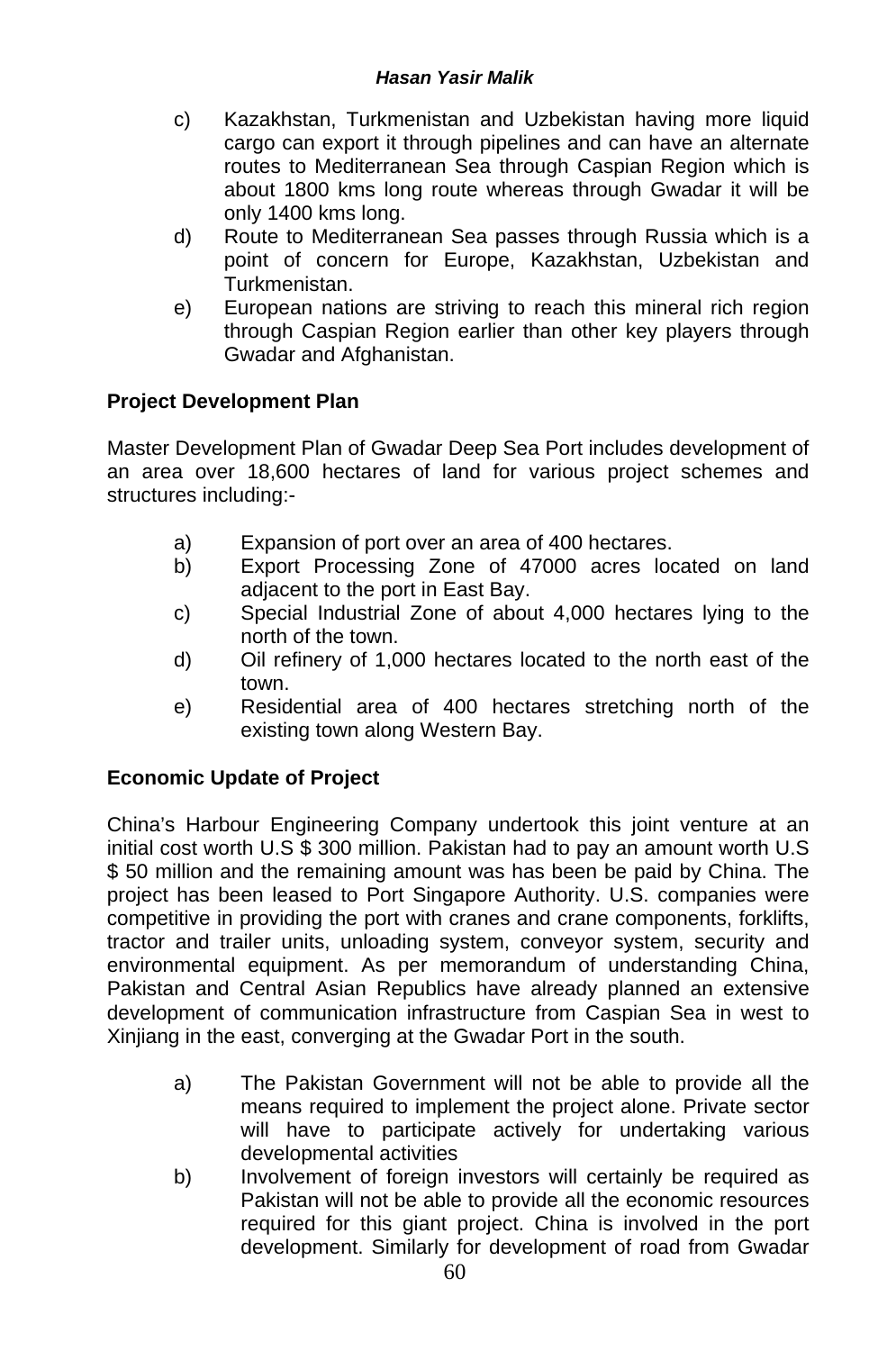c) Kazakhstan, Turkmenistan and Uzbekistan having more liquid cargo can export it through pipelines and can have an alternate routes to Mediterranean Sea through Caspian Region which is about 1800 kms long route whereas through Gwadar it will be only 1400 kms long.
d) Route to Mediterranean Sea passes through Russia which is a point of concern for Europe, Kazakhstan, Uzbekistan and Turkmenistan.
e) European nations are striving to reach this mineral rich region through Caspian Region earlier than other key players through Gwadar and Afghanistan.

**Project Development Plan**

Master Development Plan of Gwadar Deep Sea Port includes development of an area over 18,600 hectares of land for various project schemes and structures including:-

a) Expansion of port over an area of 400 hectares.
b) Export Processing Zone of 47000 acres located on land adjacent to the port in East Bay.
c) Special Industrial Zone of about 4,000 hectares lying to the north of the town.
d) Oil refinery of 1,000 hectares located to the north east of the town.
e) Residential area of 400 hectares stretching north of the existing town along Western Bay.

**Economic Update of Project**

China's Harbour Engineering Company undertook this joint venture at an initial cost worth U.S $ 300 million. Pakistan had to pay an amount worth U.S $ 50 million and the remaining amount was has been be paid by China. The project has been leased to Port Singapore Authority. U.S. companies were competitive in providing the port with cranes and crane components, forklifts, tractor and trailer units, unloading system, conveyor system, security and environmental equipment. As per memorandum of understanding China, Pakistan and Central Asian Republics have already planned an extensive development of communication infrastructure from Caspian Sea in west to Xinjiang in the east, converging at the Gwadar Port in the south.

a) The Pakistan Government will not be able to provide all the means required to implement the project alone. Private sector will have to participate actively for undertaking various developmental activities
b) Involvement of foreign investors will certainly be required as Pakistan will not be able to provide all the economic resources required for this giant project. China is involved in the port development. Similarly for development of road from Gwadar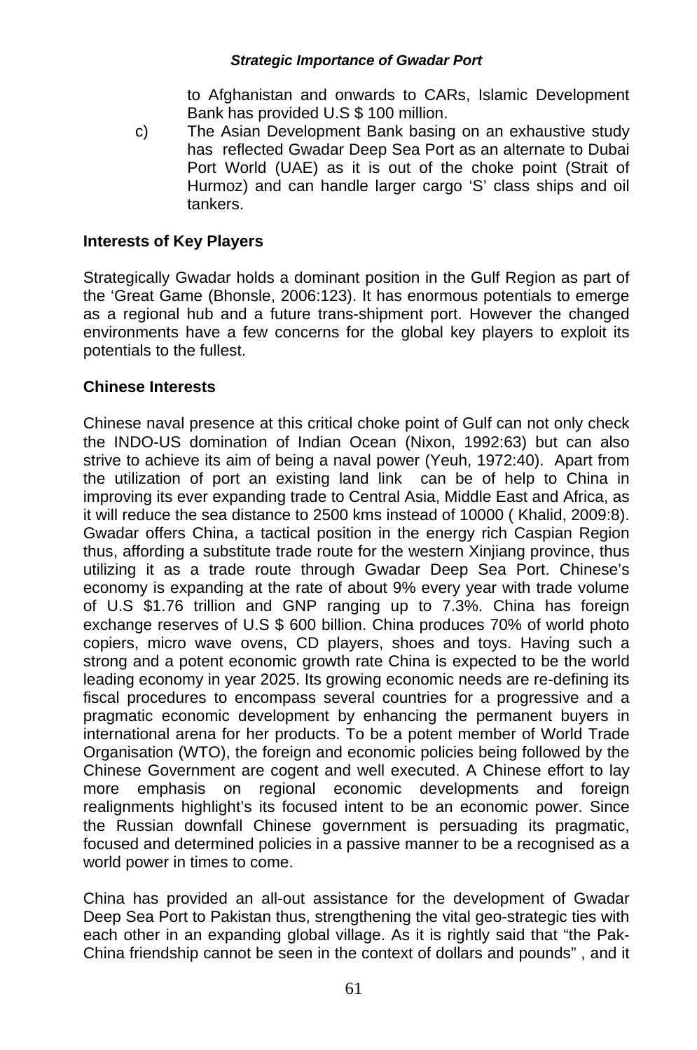to Afghanistan and onwards to CARs, Islamic Development Bank has provided U.S $ 100 million.

c) The Asian Development Bank basing on an exhaustive study has reflected Gwadar Deep Sea Port as an alternate to Dubai Port World (UAE) as it is out of the choke point (Strait of Hurmoz) and can handle larger cargo 'S' class ships and oil tankers.

**Interests of Key Players**

Strategically Gwadar holds a dominant position in the Gulf Region as part of the 'Great Game (Bhonsle, 2006:123). It has enormous potentials to emerge as a regional hub and a future trans-shipment port. However the changed environments have a few concerns for the global key players to exploit its potentials to the fullest.

**Chinese Interests**

Chinese naval presence at this critical choke point of Gulf can not only check the INDO-US domination of Indian Ocean (Nixon, 1992:63) but can also strive to achieve its aim of being a naval power (Yeuh, 1972:40). Apart from the utilization of port an existing land link can be of help to China in improving its ever expanding trade to Central Asia, Middle East and Africa, as it will reduce the sea distance to 2500 kms instead of 10000 ( Khalid, 2009:8). Gwadar offers China, a tactical position in the energy rich Caspian Region thus, affording a substitute trade route for the western Xinjiang province, thus utilizing it as a trade route through Gwadar Deep Sea Port. Chinese's economy is expanding at the rate of about 9% every year with trade volume of U.S $1.76 trillion and GNP ranging up to 7.3%. China has foreign exchange reserves of U.S $ 600 billion. China produces 70% of world photo copiers, micro wave ovens, CD players, shoes and toys. Having such a strong and a potent economic growth rate China is expected to be the world leading economy in year 2025. Its growing economic needs are re-defining its fiscal procedures to encompass several countries for a progressive and a pragmatic economic development by enhancing the permanent buyers in international arena for her products. To be a potent member of World Trade Organisation (WTO), the foreign and economic policies being followed by the Chinese Government are cogent and well executed. A Chinese effort to lay more emphasis on regional economic developments and foreign realignments highlight's its focused intent to be an economic power. Since the Russian downfall Chinese government is persuading its pragmatic, focused and determined policies in a passive manner to be a recognised as a world power in times to come.

China has provided an all-out assistance for the development of Gwadar Deep Sea Port to Pakistan thus, strengthening the vital geo-strategic ties with each other in an expanding global village. As it is rightly said that "the Pak-China friendship cannot be seen in the context of dollars and pounds" , and it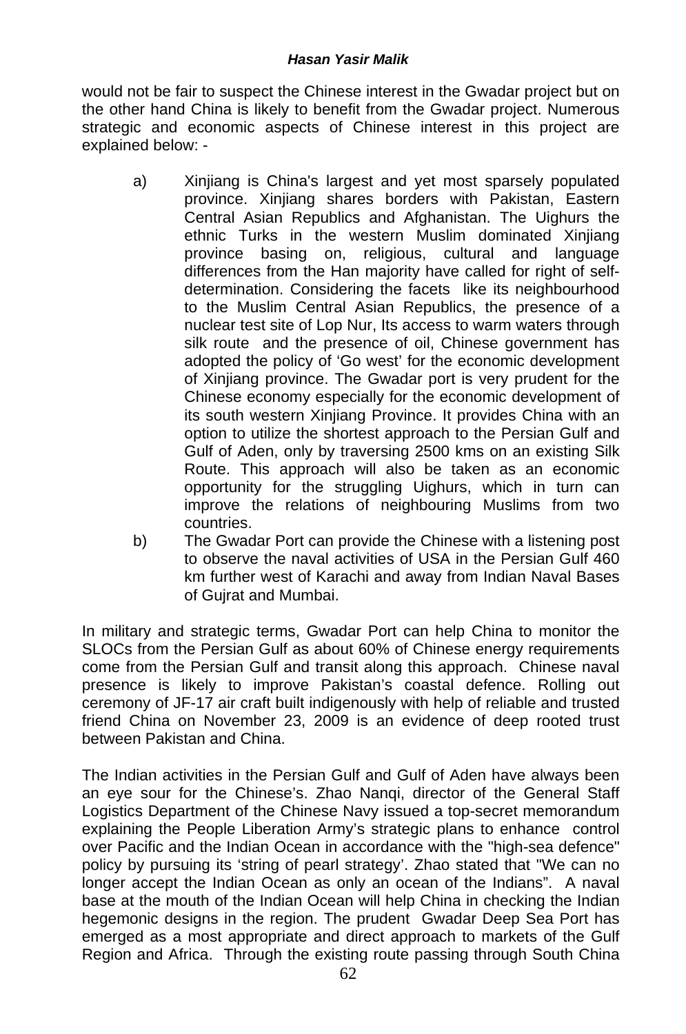would not be fair to suspect the Chinese interest in the Gwadar project but on the other hand China is likely to benefit from the Gwadar project. Numerous strategic and economic aspects of Chinese interest in this project are explained below: -

a) Xinjiang is China's largest and yet most sparsely populated province. Xinjiang shares borders with Pakistan, Eastern Central Asian Republics and Afghanistan. The Uighurs the ethnic Turks in the western Muslim dominated Xinjiang province basing on, religious, cultural and language differences from the Han majority have called for right of self-determination. Considering the facets like its neighbourhood to the Muslim Central Asian Republics, the presence of a nuclear test site of Lop Nur, Its access to warm waters through silk route and the presence of oil, Chinese government has adopted the policy of 'Go west' for the economic development of Xinjiang province. The Gwadar port is very prudent for the Chinese economy especially for the economic development of its south western Xinjiang Province. It provides China with an option to utilize the shortest approach to the Persian Gulf and Gulf of Aden, only by traversing 2500 kms on an existing Silk Route. This approach will also be taken as an economic opportunity for the struggling Uighurs, which in turn can improve the relations of neighbouring Muslims from two countries.

b) The Gwadar Port can provide the Chinese with a listening post to observe the naval activities of USA in the Persian Gulf 460 km further west of Karachi and away from Indian Naval Bases of Gujrat and Mumbai.

In military and strategic terms, Gwadar Port can help China to monitor the SLOCs from the Persian Gulf as about 60% of Chinese energy requirements come from the Persian Gulf and transit along this approach. Chinese naval presence is likely to improve Pakistan's coastal defence. Rolling out ceremony of JF-17 air craft built indigenously with help of reliable and trusted friend China on November 23, 2009 is an evidence of deep rooted trust between Pakistan and China.

The Indian activities in the Persian Gulf and Gulf of Aden have always been an eye sour for the Chinese's. Zhao Nanqi, director of the General Staff Logistics Department of the Chinese Navy issued a top-secret memorandum explaining the People Liberation Army's strategic plans to enhance control over Pacific and the Indian Ocean in accordance with the "high-sea defence" policy by pursuing its 'string of pearl strategy'. Zhao stated that "We can no longer accept the Indian Ocean as only an ocean of the Indians". A naval base at the mouth of the Indian Ocean will help China in checking the Indian hegemonic designs in the region. The prudent Gwadar Deep Sea Port has emerged as a most appropriate and direct approach to markets of the Gulf Region and Africa. Through the existing route passing through South China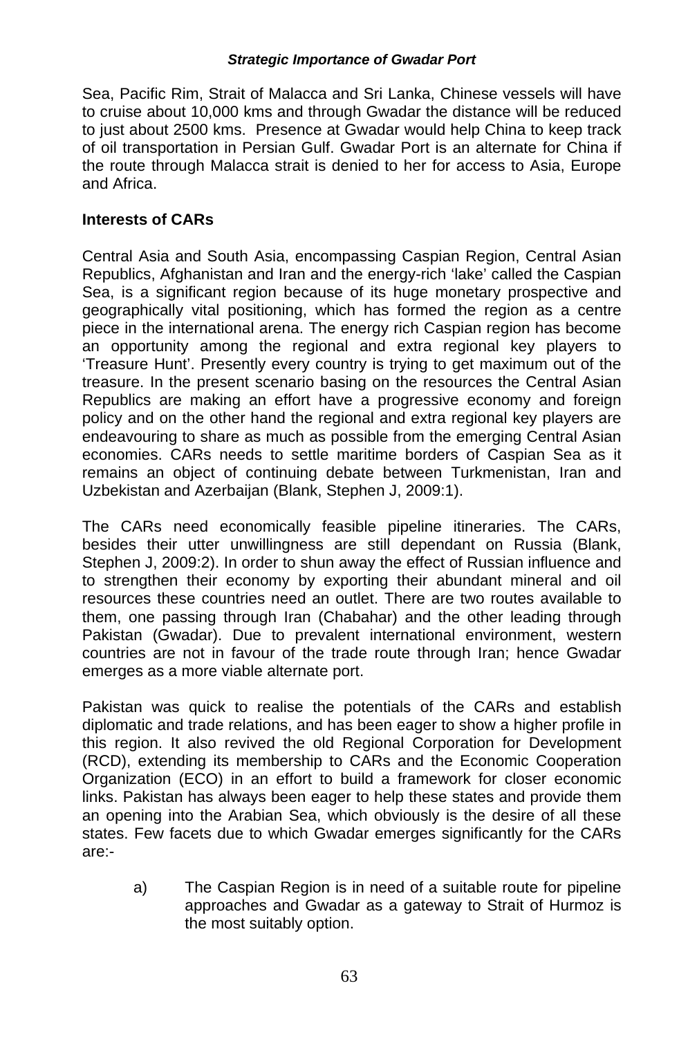Sea, Pacific Rim, Strait of Malacca and Sri Lanka, Chinese vessels will have to cruise about 10,000 kms and through Gwadar the distance will be reduced to just about 2500 kms. Presence at Gwadar would help China to keep track of oil transportation in Persian Gulf. Gwadar Port is an alternate for China if the route through Malacca strait is denied to her for access to Asia, Europe and Africa.

## Interests of CARs

Central Asia and South Asia, encompassing Caspian Region, Central Asian Republics, Afghanistan and Iran and the energy-rich 'lake' called the Caspian Sea, is a significant region because of its huge monetary prospective and geographically vital positioning, which has formed the region as a centre piece in the international arena. The energy rich Caspian region has become an opportunity among the regional and extra regional key players to 'Treasure Hunt'. Presently every country is trying to get maximum out of the treasure. In the present scenario basing on the resources the Central Asian Republics are making an effort have a progressive economy and foreign policy and on the other hand the regional and extra regional key players are endeavouring to share as much as possible from the emerging Central Asian economies. CARs needs to settle maritime borders of Caspian Sea as it remains an object of continuing debate between Turkmenistan, Iran and Uzbekistan and Azerbaijan (Blank, Stephen J, 2009:1).

The CARs need economically feasible pipeline itineraries. The CARs, besides their utter unwillingness are still dependant on Russia (Blank, Stephen J, 2009:2). In order to shun away the effect of Russian influence and to strengthen their economy by exporting their abundant mineral and oil resources these countries need an outlet. There are two routes available to them, one passing through Iran (Chabahar) and the other leading through Pakistan (Gwadar). Due to prevalent international environment, western countries are not in favour of the trade route through Iran; hence Gwadar emerges as a more viable alternate port.

Pakistan was quick to realise the potentials of the CARs and establish diplomatic and trade relations, and has been eager to show a higher profile in this region. It also revived the old Regional Corporation for Development (RCD), extending its membership to CARs and the Economic Cooperation Organization (ECO) in an effort to build a framework for closer economic links. Pakistan has always been eager to help these states and provide them an opening into the Arabian Sea, which obviously is the desire of all these states. Few facets due to which Gwadar emerges significantly for the CARs are:-

a) The Caspian Region is in need of a suitable route for pipeline approaches and Gwadar as a gateway to Strait of Hurmoz is the most suitably option.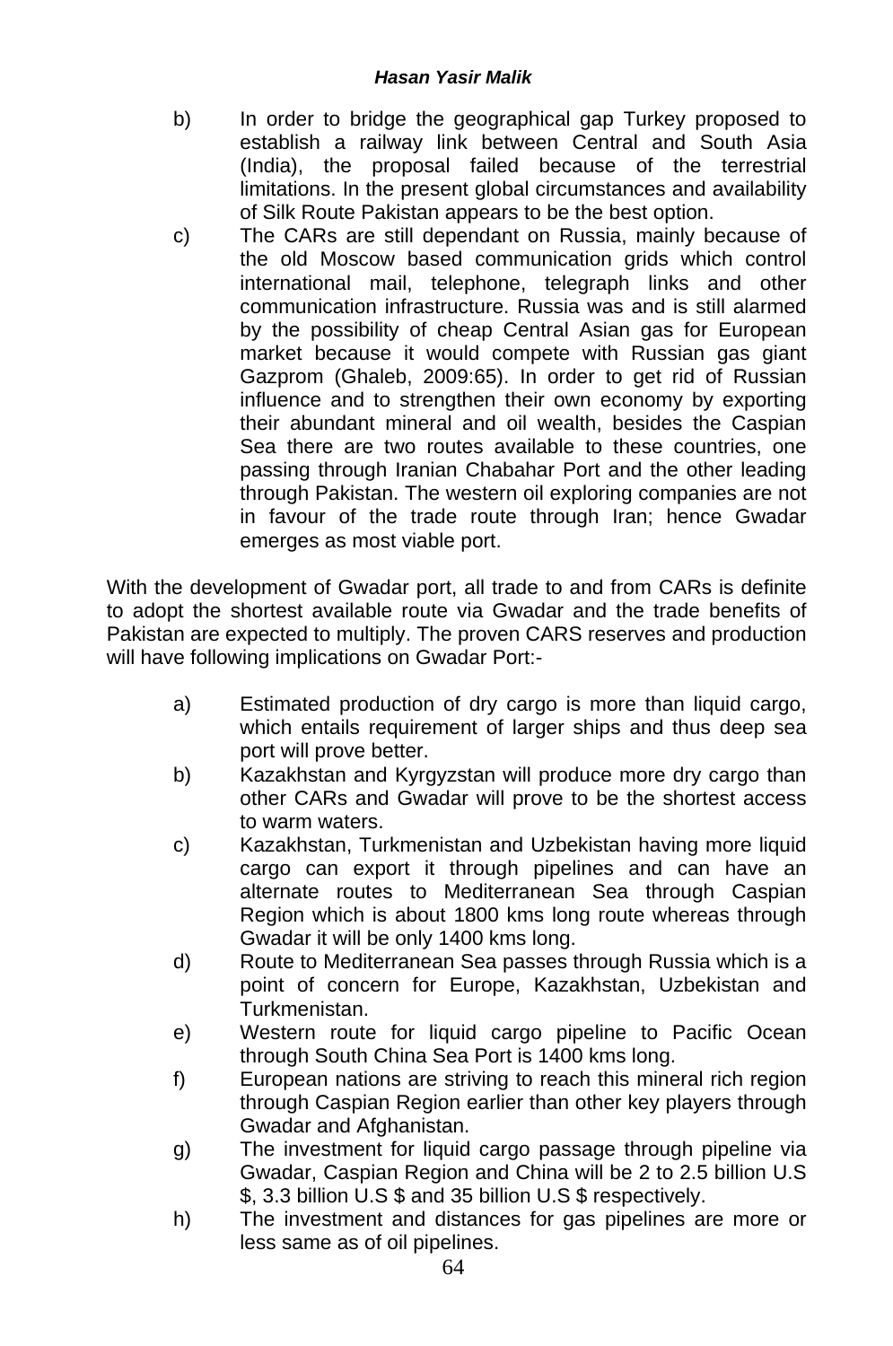b) In order to bridge the geographical gap Turkey proposed to establish a railway link between Central and South Asia (India), the proposal failed because of the terrestrial limitations. In the present global circumstances and availability of Silk Route Pakistan appears to be the best option.

c) The CARs are still dependant on Russia, mainly because of the old Moscow based communication grids which control international mail, telephone, telegraph links and other communication infrastructure. Russia was and is still alarmed by the possibility of cheap Central Asian gas for European market because it would compete with Russian gas giant Gazprom (Ghaleb, 2009:65). In order to get rid of Russian influence and to strengthen their own economy by exporting their abundant mineral and oil wealth, besides the Caspian Sea there are two routes available to these countries, one passing through Iranian Chabahar Port and the other leading through Pakistan. The western oil exploring companies are not in favour of the trade route through Iran; hence Gwadar emerges as most viable port.

With the development of Gwadar port, all trade to and from CARs is definite to adopt the shortest available route via Gwadar and the trade benefits of Pakistan are expected to multiply. The proven CARS reserves and production will have following implications on Gwadar Port:-

a) Estimated production of dry cargo is more than liquid cargo, which entails requirement of larger ships and thus deep sea port will prove better.

b) Kazakhstan and Kyrgyzstan will produce more dry cargo than other CARs and Gwadar will prove to be the shortest access to warm waters.

c) Kazakhstan, Turkmenistan and Uzbekistan having more liquid cargo can export it through pipelines and can have an alternate routes to Mediterranean Sea through Caspian Region which is about 1800 kms long route whereas through Gwadar it will be only 1400 kms long.

d) Route to Mediterranean Sea passes through Russia which is a point of concern for Europe, Kazakhstan, Uzbekistan and Turkmenistan.

e) Western route for liquid cargo pipeline to Pacific Ocean through South China Sea Port is 1400 kms long.

f) European nations are striving to reach this mineral rich region through Caspian Region earlier than other key players through Gwadar and Afghanistan.

g) The investment for liquid cargo passage through pipeline via Gwadar, Caspian Region and China will be 2 to 2.5 billion U.S $, 3.3 billion U.S $ and 35 billion U.S $ respectively.

h) The investment and distances for gas pipelines are more or less same as of oil pipelines.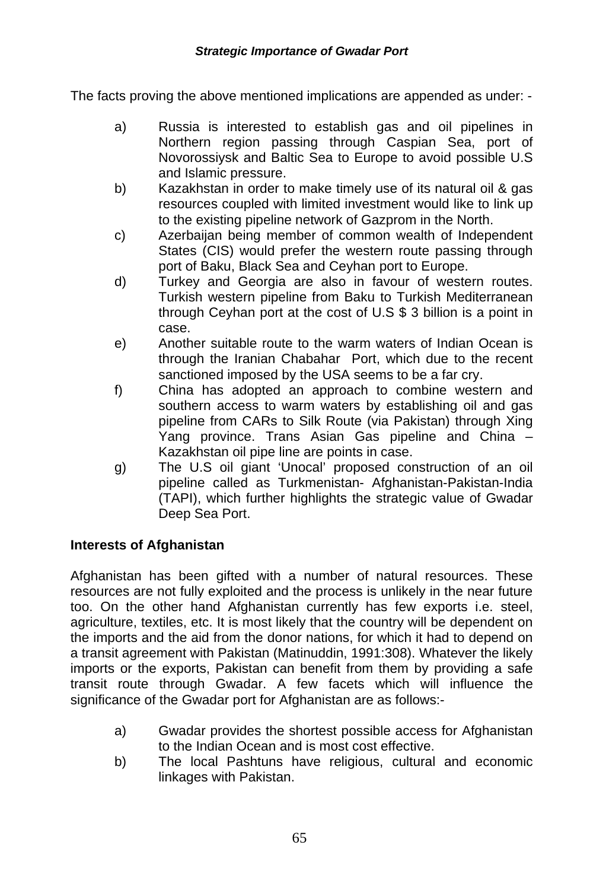The facts proving the above mentioned implications are appended as under: -

a) Russia is interested to establish gas and oil pipelines in Northern region passing through Caspian Sea, port of Novorossiysk and Baltic Sea to Europe to avoid possible U.S and Islamic pressure.
b) Kazakhstan in order to make timely use of its natural oil & gas resources coupled with limited investment would like to link up to the existing pipeline network of Gazprom in the North.
c) Azerbaijan being member of common wealth of Independent States (CIS) would prefer the western route passing through port of Baku, Black Sea and Ceyhan port to Europe.
d) Turkey and Georgia are also in favour of western routes. Turkish western pipeline from Baku to Turkish Mediterranean through Ceyhan port at the cost of U.S $ 3 billion is a point in case.
e) Another suitable route to the warm waters of Indian Ocean is through the Iranian Chabahar Port, which due to the recent sanctioned imposed by the USA seems to be a far cry.
f) China has adopted an approach to combine western and southern access to warm waters by establishing oil and gas pipeline from CARs to Silk Route (via Pakistan) through Xing Yang province. Trans Asian Gas pipeline and China – Kazakhstan oil pipe line are points in case.
g) The U.S oil giant 'Unocal' proposed construction of an oil pipeline called as Turkmenistan- Afghanistan-Pakistan-India (TAPI), which further highlights the strategic value of Gwadar Deep Sea Port.

**Interests of Afghanistan**

Afghanistan has been gifted with a number of natural resources. These resources are not fully exploited and the process is unlikely in the near future too. On the other hand Afghanistan currently has few exports i.e. steel, agriculture, textiles, etc. It is most likely that the country will be dependent on the imports and the aid from the donor nations, for which it had to depend on a transit agreement with Pakistan (Matinuddin, 1991:308). Whatever the likely imports or the exports, Pakistan can benefit from them by providing a safe transit route through Gwadar. A few facets which will influence the significance of the Gwadar port for Afghanistan are as follows:-

a) Gwadar provides the shortest possible access for Afghanistan to the Indian Ocean and is most cost effective.
b) The local Pashtuns have religious, cultural and economic linkages with Pakistan.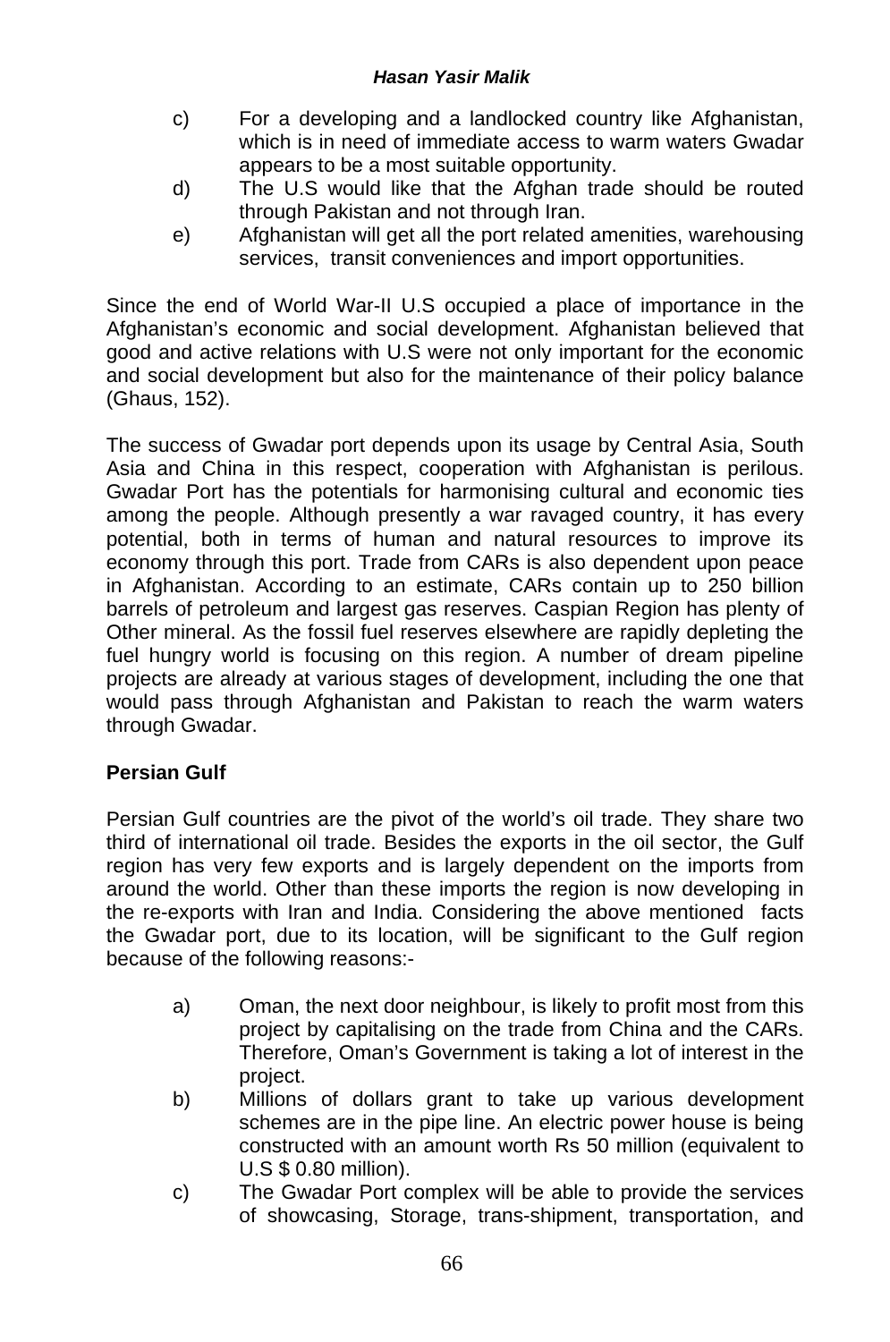c) For a developing and a landlocked country like Afghanistan, which is in need of immediate access to warm waters Gwadar appears to be a most suitable opportunity.
d) The U.S would like that the Afghan trade should be routed through Pakistan and not through Iran.
e) Afghanistan will get all the port related amenities, warehousing services, transit conveniences and import opportunities.

Since the end of World War-II U.S occupied a place of importance in the Afghanistan's economic and social development. Afghanistan believed that good and active relations with U.S were not only important for the economic and social development but also for the maintenance of their policy balance (Ghaus, 152).

The success of Gwadar port depends upon its usage by Central Asia, South Asia and China in this respect, cooperation with Afghanistan is perilous. Gwadar Port has the potentials for harmonising cultural and economic ties among the people. Although presently a war ravaged country, it has every potential, both in terms of human and natural resources to improve its economy through this port. Trade from CARs is also dependent upon peace in Afghanistan. According to an estimate, CARs contain up to 250 billion barrels of petroleum and largest gas reserves. Caspian Region has plenty of Other mineral. As the fossil fuel reserves elsewhere are rapidly depleting the fuel hungry world is focusing on this region. A number of dream pipeline projects are already at various stages of development, including the one that would pass through Afghanistan and Pakistan to reach the warm waters through Gwadar.

**Persian Gulf**

Persian Gulf countries are the pivot of the world's oil trade. They share two third of international oil trade. Besides the exports in the oil sector, the Gulf region has very few exports and is largely dependent on the imports from around the world. Other than these imports the region is now developing in the re-exports with Iran and India. Considering the above mentioned facts the Gwadar port, due to its location, will be significant to the Gulf region because of the following reasons:-

a) Oman, the next door neighbour, is likely to profit most from this project by capitalising on the trade from China and the CARs. Therefore, Oman's Government is taking a lot of interest in the project.
b) Millions of dollars grant to take up various development schemes are in the pipe line. An electric power house is being constructed with an amount worth Rs 50 million (equivalent to U.S $ 0.80 million).
c) The Gwadar Port complex will be able to provide the services of showcasing, Storage, trans-shipment, transportation, and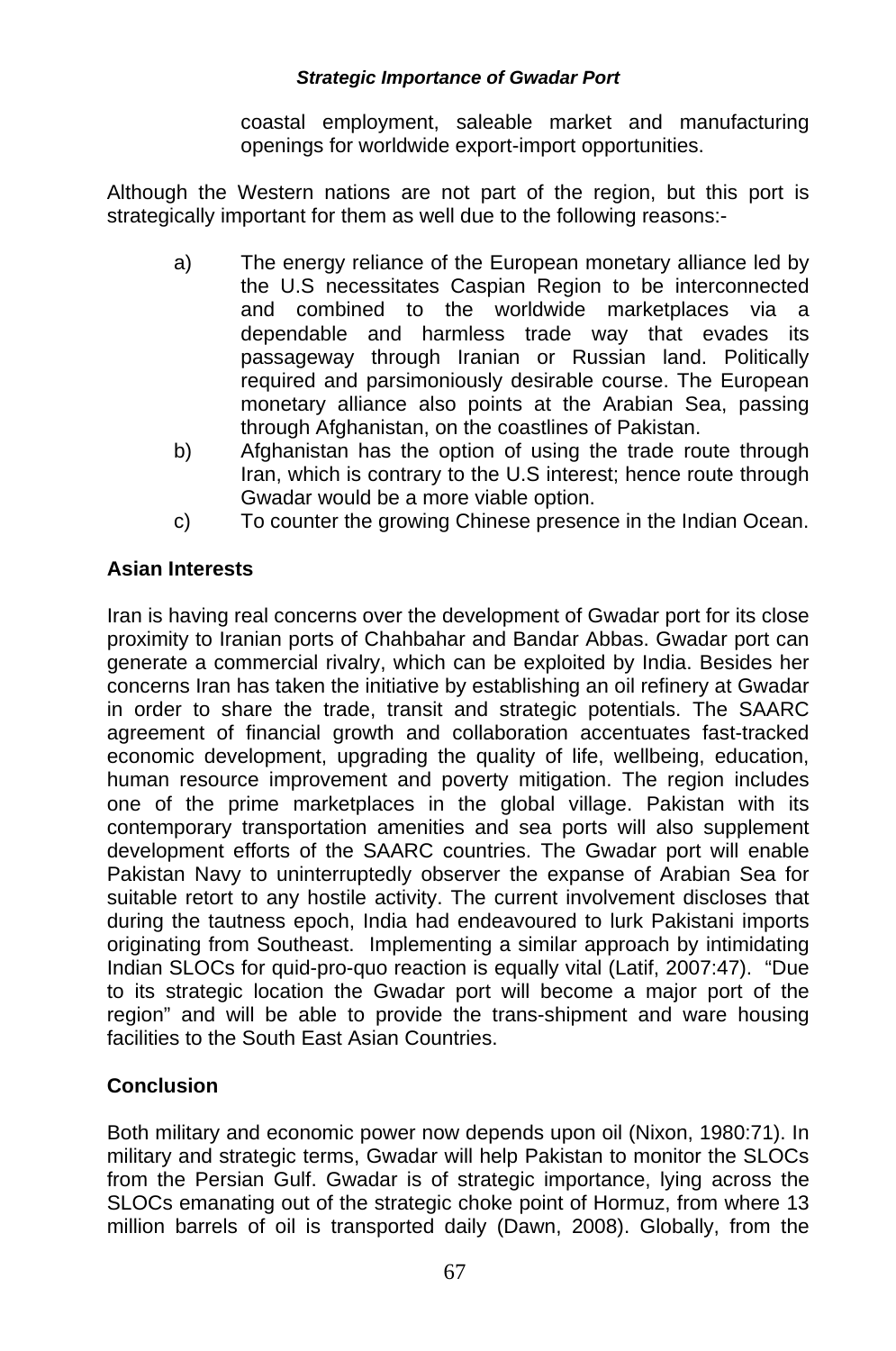coastal employment, saleable market and manufacturing openings for worldwide export-import opportunities.

Although the Western nations are not part of the region, but this port is strategically important for them as well due to the following reasons:-

a) The energy reliance of the European monetary alliance led by the U.S necessitates Caspian Region to be interconnected and combined to the worldwide marketplaces via a dependable and harmless trade way that evades its passageway through Iranian or Russian land. Politically required and parsimoniously desirable course. The European monetary alliance also points at the Arabian Sea, passing through Afghanistan, on the coastlines of Pakistan.
b) Afghanistan has the option of using the trade route through Iran, which is contrary to the U.S interest; hence route through Gwadar would be a more viable option.
c) To counter the growing Chinese presence in the Indian Ocean.

## Asian Interests

Iran is having real concerns over the development of Gwadar port for its close proximity to Iranian ports of Chahbahar and Bandar Abbas. Gwadar port can generate a commercial rivalry, which can be exploited by India. Besides her concerns Iran has taken the initiative by establishing an oil refinery at Gwadar in order to share the trade, transit and strategic potentials. The SAARC agreement of financial growth and collaboration accentuates fast-tracked economic development, upgrading the quality of life, wellbeing, education, human resource improvement and poverty mitigation. The region includes one of the prime marketplaces in the global village. Pakistan with its contemporary transportation amenities and sea ports will also supplement development efforts of the SAARC countries. The Gwadar port will enable Pakistan Navy to uninterruptedly observer the expanse of Arabian Sea for suitable retort to any hostile activity. The current involvement discloses that during the tautness epoch, India had endeavoured to lurk Pakistani imports originating from Southeast. Implementing a similar approach by intimidating Indian SLOCs for quid-pro-quo reaction is equally vital (Latif, 2007:47). "Due to its strategic location the Gwadar port will become a major port of the region" and will be able to provide the trans-shipment and ware housing facilities to the South East Asian Countries.

## Conclusion

Both military and economic power now depends upon oil (Nixon, 1980:71). In military and strategic terms, Gwadar will help Pakistan to monitor the SLOCs from the Persian Gulf. Gwadar is of strategic importance, lying across the SLOCs emanating out of the strategic choke point of Hormuz, from where 13 million barrels of oil is transported daily (Dawn, 2008). Globally, from the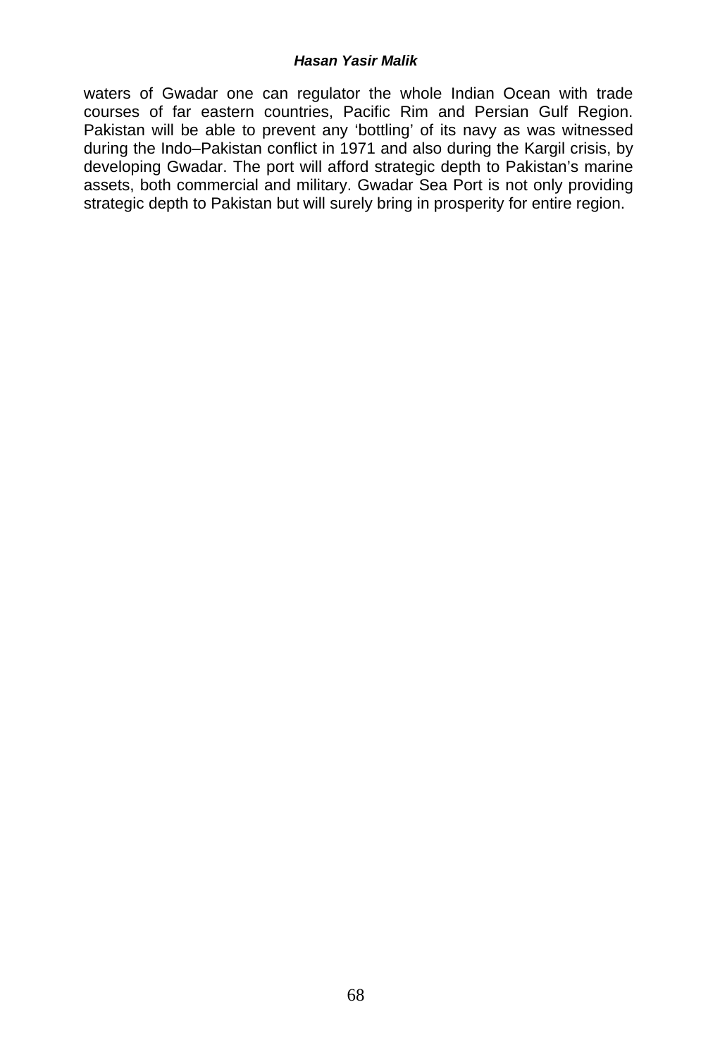waters of Gwadar one can regulator the whole Indian Ocean with trade courses of far eastern countries, Pacific Rim and Persian Gulf Region. Pakistan will be able to prevent any 'bottling' of its navy as was witnessed during the Indo–Pakistan conflict in 1971 and also during the Kargil crisis, by developing Gwadar. The port will afford strategic depth to Pakistan's marine assets, both commercial and military. Gwadar Sea Port is not only providing strategic depth to Pakistan but will surely bring in prosperity for entire region.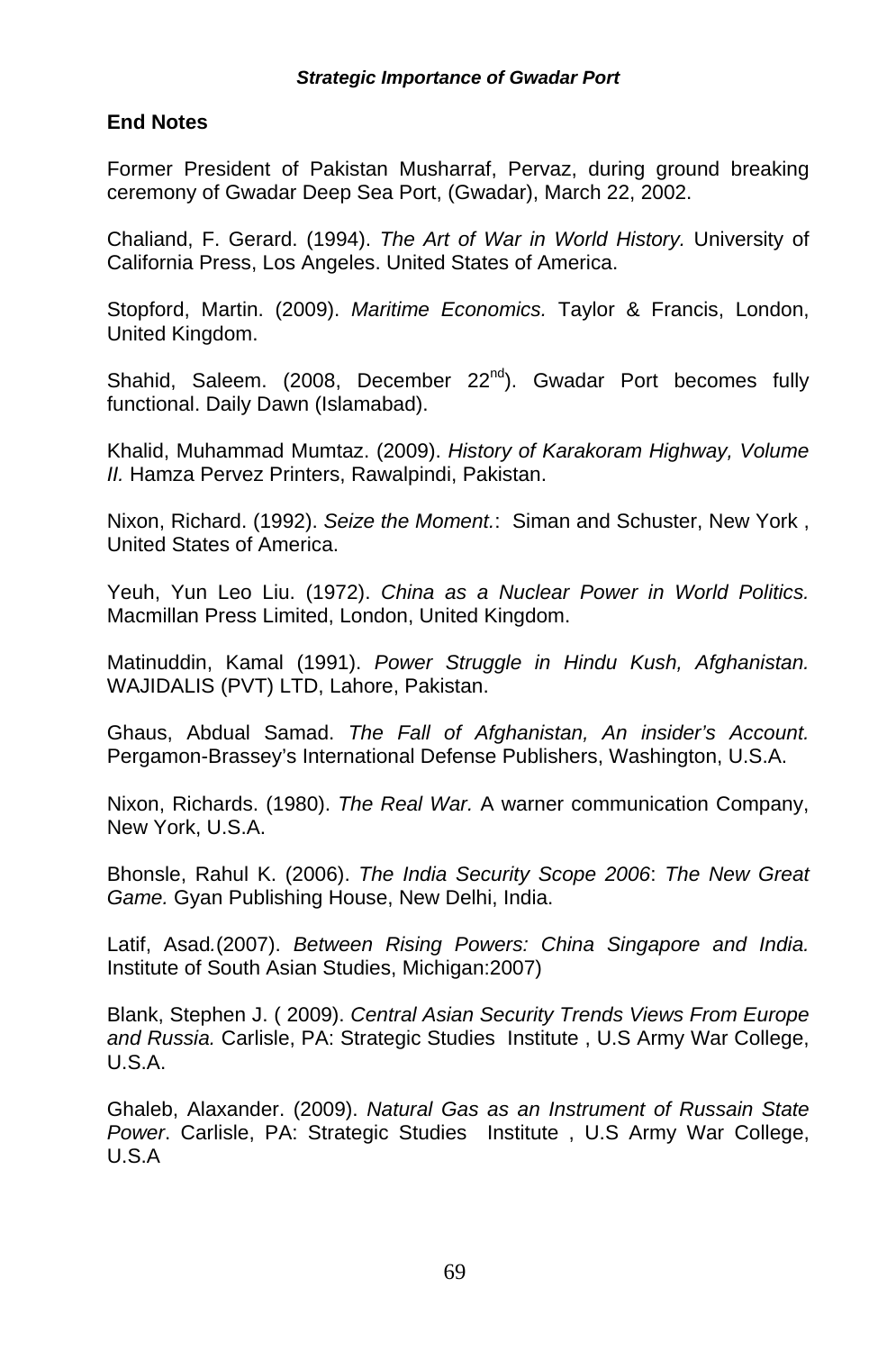## End Notes

Former President of Pakistan Musharraf, Pervaz, during ground breaking ceremony of Gwadar Deep Sea Port, (Gwadar), March 22, 2002.

Chaliand, F. Gerard. (1994). *The Art of War in World History.* University of California Press, Los Angeles. United States of America.

Stopford, Martin. (2009). *Maritime Economics.* Taylor & Francis, London, United Kingdom.

Shahid, Saleem. (2008, December 22nd). Gwadar Port becomes fully functional. Daily Dawn (Islamabad).

Khalid, Muhammad Mumtaz. (2009). *History of Karakoram Highway, Volume II.* Hamza Pervez Printers, Rawalpindi, Pakistan.

Nixon, Richard. (1992). *Seize the Moment.*: Siman and Schuster, New York , United States of America.

Yeuh, Yun Leo Liu. (1972). *China as a Nuclear Power in World Politics.* Macmillan Press Limited, London, United Kingdom.

Matinuddin, Kamal (1991). *Power Struggle in Hindu Kush, Afghanistan.* WAJIDALIS (PVT) LTD, Lahore, Pakistan.

Ghaus, Abdual Samad. *The Fall of Afghanistan, An insider's Account.* Pergamon-Brassey's International Defense Publishers, Washington, U.S.A.

Nixon, Richards. (1980). *The Real War.* A warner communication Company, New York, U.S.A.

Bhonsle, Rahul K. (2006). *The India Security Scope 2006*: *The New Great Game.* Gyan Publishing House, New Delhi, India.

Latif, Asad.(2007). *Between Rising Powers: China Singapore and India.* Institute of South Asian Studies, Michigan:2007)

Blank, Stephen J. ( 2009). *Central Asian Security Trends Views From Europe and Russia.* Carlisle, PA: Strategic Studies Institute , U.S Army War College, U.S.A.

Ghaleb, Alaxander. (2009). *Natural Gas as an Instrument of Russain State Power*. Carlisle, PA: Strategic Studies Institute , U.S Army War College, U.S.A